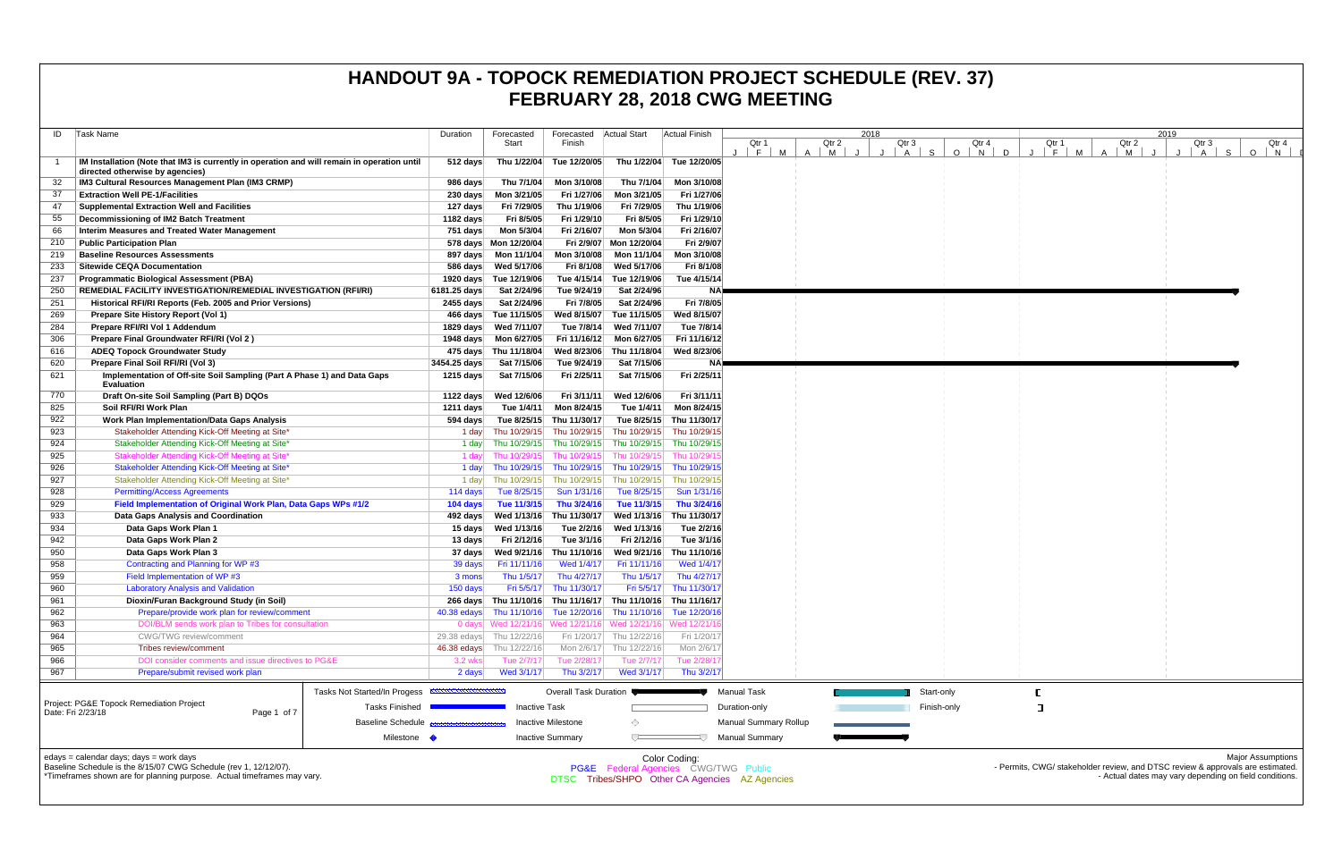# HANDOUT 9A - TOPOCK REMEDIATION PROJECT SCHEDULE (REV. 37)
# FEBRUARY 28, 2018 CWG MEETING

| ID | Task Name | Duration | Forecasted Start | Forecasted Finish | Actual Start | Actual Finish |
|---|---|---|---|---|---|---|
| 1 | **IM Installation (Note that IM3 is currently in operation and will remain in operation until directed otherwise by agencies)** | 512 days | Thu 1/22/04 | Tue 12/20/05 | Thu 1/22/04 | Tue 12/20/05 |
| 32 | **IM3 Cultural Resources Management Plan (IM3 CRMP)** | 986 days | Thu 7/1/04 | Mon 3/10/08 | Thu 7/1/04 | Mon 3/10/08 |
| 37 | **Extraction Well PE-1/Facilities** | 230 days | Mon 3/21/05 | Fri 1/27/06 | Mon 3/21/05 | Fri 1/27/06 |
| 47 | **Supplemental Extraction Well and Facilities** | 127 days | Fri 7/29/05 | Thu 1/19/06 | Fri 7/29/05 | Thu 1/19/06 |
| 55 | **Decommissioning of IM2 Batch Treatment** | 1182 days | Fri 8/5/05 | Fri 1/29/10 | Fri 8/5/05 | Fri 1/29/10 |
| 66 | **Interim Measures and Treated Water Management** | 751 days | Mon 5/3/04 | Fri 2/16/07 | Mon 5/3/04 | Fri 2/16/07 |
| 210 | **Public Participation Plan** | 578 days | Mon 12/20/04 | Fri 2/9/07 | Mon 12/20/04 | Fri 2/9/07 |
| 219 | **Baseline Resources Assessments** | 897 days | Mon 11/1/04 | Mon 3/10/08 | Mon 11/1/04 | Mon 3/10/08 |
| 233 | **Sitewide CEQA Documentation** | 586 days | Wed 5/17/06 | Fri 8/1/08 | Wed 5/17/06 | Fri 8/1/08 |
| 237 | **Programmatic Biological Assessment (PBA)** | 1920 days | Tue 12/19/06 | Tue 4/15/14 | Tue 12/19/06 | Tue 4/15/14 |
| 250 | **REMEDIAL FACILITY INVESTIGATION/REMEDIAL INVESTIGATION (RFI/RI)** | 6181.25 days | Sat 2/24/96 | Tue 9/24/19 | Sat 2/24/96 | NA |
| 251 | **Historical RFI/RI Reports (Feb. 2005 and Prior Versions)** | 2455 days | Sat 2/24/96 | Fri 7/8/05 | Sat 2/24/96 | Fri 7/8/05 |
| 269 | **Prepare Site History Report (Vol 1)** | 466 days | Tue 11/15/05 | Wed 8/15/07 | Tue 11/15/05 | Wed 8/15/07 |
| 284 | **Prepare RFI/RI Vol 1 Addendum** | 1829 days | Wed 7/11/07 | Tue 7/8/14 | Wed 7/11/07 | Tue 7/8/14 |
| 306 | **Prepare Final Groundwater RFI/RI (Vol 2 )** | 1948 days | Mon 6/27/05 | Fri 11/16/12 | Mon 6/27/05 | Fri 11/16/12 |
| 616 | **ADEQ Topock Groundwater Study** | 475 days | Thu 11/18/04 | Wed 8/23/06 | Thu 11/18/04 | Wed 8/23/06 |
| 620 | **Prepare Final Soil RFI/RI (Vol 3)** | 3454.25 days | Sat 7/15/06 | Tue 9/24/19 | Sat 7/15/06 | NA |
| 621 | **Implementation of Off-site Soil Sampling (Part A Phase 1) and Data Gaps Evaluation** | 1215 days | Sat 7/15/06 | Fri 2/25/11 | Sat 7/15/06 | Fri 2/25/11 |
| 770 | **Draft On-site Soil Sampling (Part B) DQOs** | 1122 days | Wed 12/6/06 | Fri 3/11/11 | Wed 12/6/06 | Fri 3/11/11 |
| 825 | **Soil RFI/RI Work Plan** | 1211 days | Tue 1/4/11 | Mon 8/24/15 | Tue 1/4/11 | Mon 8/24/15 |
| 922 | **Work Plan Implementation/Data Gaps Analysis** | 594 days | Tue 8/25/15 | Thu 11/30/17 | Tue 8/25/15 | Thu 11/30/17 |
| 923 | Stakeholder Attending Kick-Off Meeting at Site* | 1 day | Thu 10/29/15 | Thu 10/29/15 | Thu 10/29/15 | Thu 10/29/15 |
| 924 | Stakeholder Attending Kick-Off Meeting at Site* | 1 day | Thu 10/29/15 | Thu 10/29/15 | Thu 10/29/15 | Thu 10/29/15 |
| 925 | Stakeholder Attending Kick-Off Meeting at Site* | 1 day | Thu 10/29/15 | Thu 10/29/15 | Thu 10/29/15 | Thu 10/29/15 |
| 926 | Stakeholder Attending Kick-Off Meeting at Site* | 1 day | Thu 10/29/15 | Thu 10/29/15 | Thu 10/29/15 | Thu 10/29/15 |
| 927 | Stakeholder Attending Kick-Off Meeting at Site* | 1 day | Thu 10/29/15 | Thu 10/29/15 | Thu 10/29/15 | Thu 10/29/15 |
| 928 | Permitting/Access Agreements | 114 days | Tue 8/25/15 | Sun 1/31/16 | Tue 8/25/15 | Sun 1/31/16 |
| 929 | **Field Implementation of Original Work Plan, Data Gaps WPs #1/2** | 104 days | Tue 11/3/15 | Thu 3/24/16 | Tue 11/3/15 | Thu 3/24/16 |
| 933 | **Data Gaps Analysis and Coordination** | 492 days | Wed 1/13/16 | Thu 11/30/17 | Wed 1/13/16 | Thu 11/30/17 |
| 934 | **Data Gaps Work Plan 1** | 15 days | Wed 1/13/16 | Tue 2/2/16 | Wed 1/13/16 | Tue 2/2/16 |
| 942 | **Data Gaps Work Plan 2** | 13 days | Fri 2/12/16 | Tue 3/1/16 | Fri 2/12/16 | Tue 3/1/16 |
| 950 | **Data Gaps Work Plan 3** | 37 days | Wed 9/21/16 | Thu 11/10/16 | Wed 9/21/16 | Thu 11/10/16 |
| 958 | Contracting and Planning for WP #3 | 39 days | Fri 11/11/16 | Wed 1/4/17 | Fri 11/11/16 | Wed 1/4/17 |
| 959 | Field Implementation of WP #3 | 3 mons | Thu 1/5/17 | Thu 4/27/17 | Thu 1/5/17 | Thu 4/27/17 |
| 960 | Laboratory Analysis and Validation | 150 days | Fri 5/5/17 | Thu 11/30/17 | Fri 5/5/17 | Thu 11/30/17 |
| 961 | **Dioxin/Furan Background Study (in Soil)** | 266 days | Thu 11/10/16 | Thu 11/16/17 | Thu 11/10/16 | Thu 11/16/17 |
| 962 | Prepare/provide work plan for review/comment | 40.38 edays | Thu 11/10/16 | Tue 12/20/16 | Thu 11/10/16 | Tue 12/20/16 |
| 963 | DOI/BLM sends work plan to Tribes for consultation | 0 days | Wed 12/21/16 | Wed 12/21/16 | Wed 12/21/16 | Wed 12/21/16 |
| 964 | CWG/TWG review/comment | 29.38 edays | Thu 12/22/16 | Fri 1/20/17 | Thu 12/22/16 | Fri 1/20/17 |
| 965 | Tribes review/comment | 46.38 edays | Thu 12/22/16 | Mon 2/6/17 | Thu 12/22/16 | Mon 2/6/17 |
| 966 | DOI consider comments and issue directives to PG&E | 3.2 wks | Tue 2/7/17 | Tue 2/28/17 | Tue 2/7/17 | Tue 2/28/17 |
| 967 | Prepare/submit revised work plan | 2 days | Wed 3/1/17 | Thu 3/2/17 | Wed 3/1/17 | Thu 3/2/17 |

Project: PG&E Topock Remediation Project
Date: Fri 2/23/18

Legend: Tasks Not Started/In Progess; Tasks Finished; Baseline Schedule; Milestone; Overall Task Duration; Inactive Task; Inactive Milestone; Inactive Summary; Manual Task; Duration-only; Manual Summary Rollup; Manual Summary; Start-only; Finish-only

edays = calendar days; days = work days
Baseline Schedule is the 8/15/07 CWG Schedule (rev 1, 12/12/07).
*Timeframes shown are for planning purpose. Actual timeframes may vary.

Color Coding:
PG&E Federal Agencies CWG/TWG Public
DTSC Tribes/SHPO Other CA Agencies AZ Agencies

Major Assumptions
- Permits, CWG/ stakeholder review, and DTSC review & approvals are estimated.
- Actual dates may vary depending on field conditions.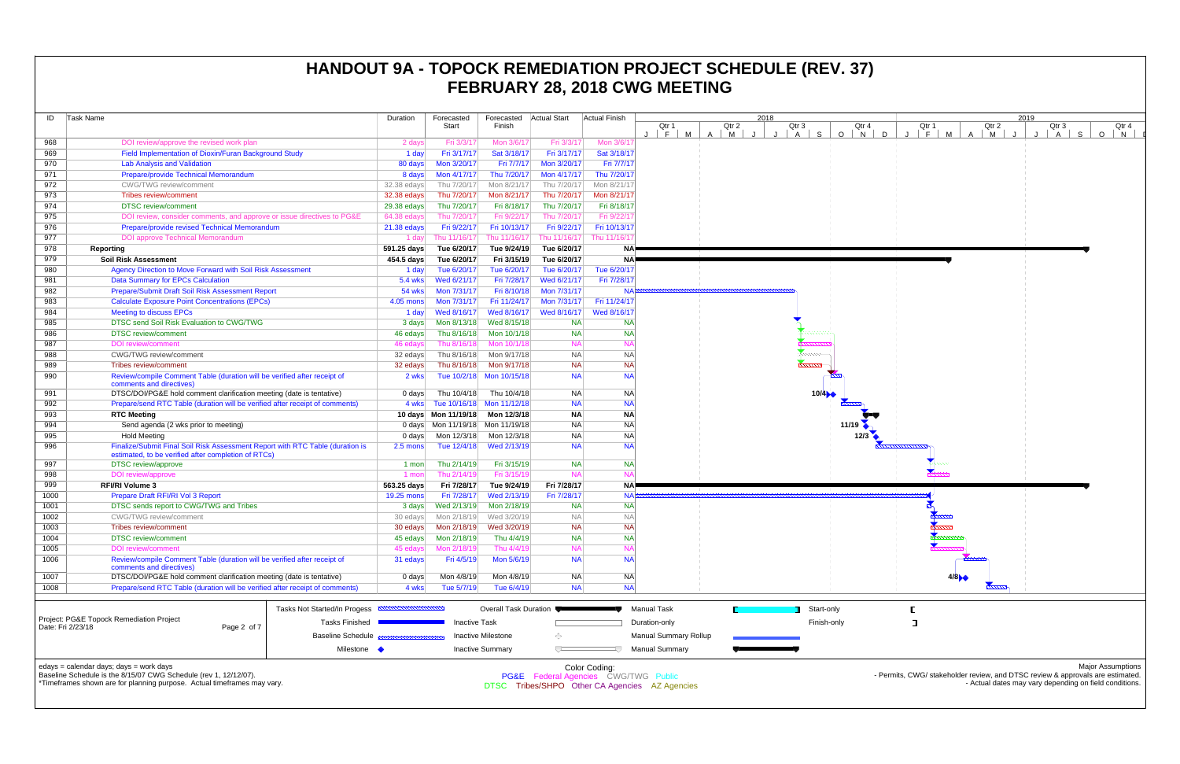# HANDOUT 9A - TOPOCK REMEDIATION PROJECT SCHEDULE (REV. 37)
## FEBRUARY 28, 2018 CWG MEETING

| ID | Task Name | Duration | Forecasted Start | Forecasted Finish | Actual Start | Actual Finish |
|---|---|---|---|---|---|---|
| 968 | DOI review/approve the revised work plan | 2 days | Fri 3/3/17 | Mon 3/6/17 | Fri 3/3/17 | Mon 3/6/17 |
| 969 | Field Implementation of Dioxin/Furan Background Study | 1 day | Fri 3/17/17 | Sat 3/18/17 | Fri 3/17/17 | Sat 3/18/17 |
| 970 | Lab Analysis and Validation | 80 days | Mon 3/20/17 | Fri 7/7/17 | Mon 3/20/17 | Fri 7/7/17 |
| 971 | Prepare/provide Technical Memorandum | 8 days | Mon 4/17/17 | Thu 7/20/17 | Mon 4/17/17 | Thu 7/20/17 |
| 972 | CWG/TWG review/comment | 32.38 edays | Thu 7/20/17 | Mon 8/21/17 | Thu 7/20/17 | Mon 8/21/17 |
| 973 | Tribes review/comment | 32.38 edays | Thu 7/20/17 | Mon 8/21/17 | Thu 7/20/17 | Mon 8/21/17 |
| 974 | DTSC review/comment | 29.38 edays | Thu 7/20/17 | Fri 8/18/17 | Thu 7/20/17 | Fri 8/18/17 |
| 975 | DOI review, consider comments, and approve or issue directives to PG&E | 64.38 edays | Thu 7/20/17 | Fri 9/22/17 | Thu 7/20/17 | Fri 9/22/17 |
| 976 | Prepare/provide revised Technical Memorandum | 21.38 edays | Fri 9/22/17 | Fri 10/13/17 | Fri 9/22/17 | Fri 10/13/17 |
| 977 | DOI approve Technical Memorandum | 1 day | Thu 11/16/17 | Thu 11/16/17 | Thu 11/16/17 | Thu 11/16/17 |
| 978 | **Reporting** | **591.25 days** | **Tue 6/20/17** | **Tue 9/24/19** | **Tue 6/20/17** | **NA** |
| 979 | **Soil Risk Assessment** | **454.5 days** | **Tue 6/20/17** | **Fri 3/15/19** | **Tue 6/20/17** | **NA** |
| 980 | Agency Direction to Move Forward with Soil Risk Assessment | 1 day | Tue 6/20/17 | Tue 6/20/17 | Tue 6/20/17 | Tue 6/20/17 |
| 981 | Data Summary for EPCs Calculation | 5.4 wks | Wed 6/21/17 | Fri 7/28/17 | Wed 6/21/17 | Fri 7/28/17 |
| 982 | Prepare/Submit Draft Soil Risk Assessment Report | 54 wks | Mon 7/31/17 | Fri 8/10/18 | Mon 7/31/17 | NA |
| 983 | Calculate Exposure Point Concentrations (EPCs) | 4.05 mons | Mon 7/31/17 | Fri 11/24/17 | Mon 7/31/17 | Fri 11/24/17 |
| 984 | Meeting to discuss EPCs | 1 day | Wed 8/16/17 | Wed 8/16/17 | Wed 8/16/17 | Wed 8/16/17 |
| 985 | DTSC send Soil Risk Evaluation to CWG/TWG | 3 days | Mon 8/13/18 | Wed 8/15/18 | NA | NA |
| 986 | DTSC review/comment | 46 edays | Thu 8/16/18 | Mon 10/1/18 | NA | NA |
| 987 | DOI review/comment | 46 edays | Thu 8/16/18 | Mon 10/1/18 | NA | NA |
| 988 | CWG/TWG review/comment | 32 edays | Thu 8/16/18 | Mon 9/17/18 | NA | NA |
| 989 | Tribes review/comment | 32 edays | Thu 8/16/18 | Mon 9/17/18 | NA | NA |
| 990 | Review/compile Comment Table (duration will be verified after receipt of comments and directives) | 2 wks | Tue 10/2/18 | Mon 10/15/18 | NA | NA |
| 991 | DTSC/DOI/PG&E hold comment clarification meeting (date is tentative) | 0 days | Thu 10/4/18 | Thu 10/4/18 | NA | NA |
| 992 | Prepare/send RTC Table (duration will be verified after receipt of comments) | 4 wks | Tue 10/16/18 | Mon 11/12/18 | NA | NA |
| 993 | **RTC Meeting** | **10 days** | **Mon 11/19/18** | **Mon 12/3/18** | **NA** | **NA** |
| 994 | Send agenda (2 wks prior to meeting) | 0 days | Mon 11/19/18 | Mon 11/19/18 | NA | NA |
| 995 | Hold Meeting | 0 days | Mon 12/3/18 | Mon 12/3/18 | NA | NA |
| 996 | Finalize/Submit Final Soil Risk Assessment Report with RTC Table (duration is estimated, to be verified after completion of RTCs) | 2.5 mons | Tue 12/4/18 | Wed 2/13/19 | NA | NA |
| 997 | DTSC review/approve | 1 mon | Thu 2/14/19 | Fri 3/15/19 | NA | NA |
| 998 | DOI review/approve | 1 mon | Thu 2/14/19 | Fri 3/15/19 | NA | NA |
| 999 | **RFI/RI Volume 3** | **563.25 days** | **Fri 7/28/17** | **Tue 9/24/19** | **Fri 7/28/17** | **NA** |
| 1000 | Prepare Draft RFI/RI Vol 3 Report | 19.25 mons | Fri 7/28/17 | Wed 2/13/19 | Fri 7/28/17 | NA |
| 1001 | DTSC sends report to CWG/TWG and Tribes | 3 days | Wed 2/13/19 | Mon 2/18/19 | NA | NA |
| 1002 | CWG/TWG review/comment | 30 edays | Mon 2/18/19 | Wed 3/20/19 | NA | NA |
| 1003 | Tribes review/comment | 30 edays | Mon 2/18/19 | Wed 3/20/19 | NA | NA |
| 1004 | DTSC review/comment | 45 edays | Mon 2/18/19 | Thu 4/4/19 | NA | NA |
| 1005 | DOI review/comment | 45 edays | Mon 2/18/19 | Thu 4/4/19 | NA | NA |
| 1006 | Review/compile Comment Table (duration will be verified after receipt of comments and directives) | 31 edays | Fri 4/5/19 | Mon 5/6/19 | NA | NA |
| 1007 | DTSC/DOI/PG&E hold comment clarification meeting (date is tentative) | 0 days | Mon 4/8/19 | Mon 4/8/19 | NA | NA |
| 1008 | Prepare/send RTC Table (duration will be verified after receipt of comments) | 4 wks | Tue 5/7/19 | Tue 6/4/19 | NA | NA |

Project: PG&E Topock Remediation Project
Date: Fri 2/23/18

Legend: Tasks Not Started/In Progess; Tasks Finished; Baseline Schedule; Milestone; Overall Task Duration; Inactive Task; Inactive Milestone; Inactive Summary; Manual Task; Duration-only; Manual Summary Rollup; Manual Summary; Start-only; Finish-only

edays = calendar days; days = work days
Baseline Schedule is the 8/15/07 CWG Schedule (rev 1, 12/12/07).
*Timeframes shown are for planning purpose. Actual timeframes may vary.

Color Coding:
PG&E Federal Agencies CWG/TWG Public
DTSC Tribes/SHPO Other CA Agencies AZ Agencies

Major Assumptions
- Permits, CWG/ stakeholder review, and DTSC review & approvals are estimated.
- Actual dates may vary depending on field conditions.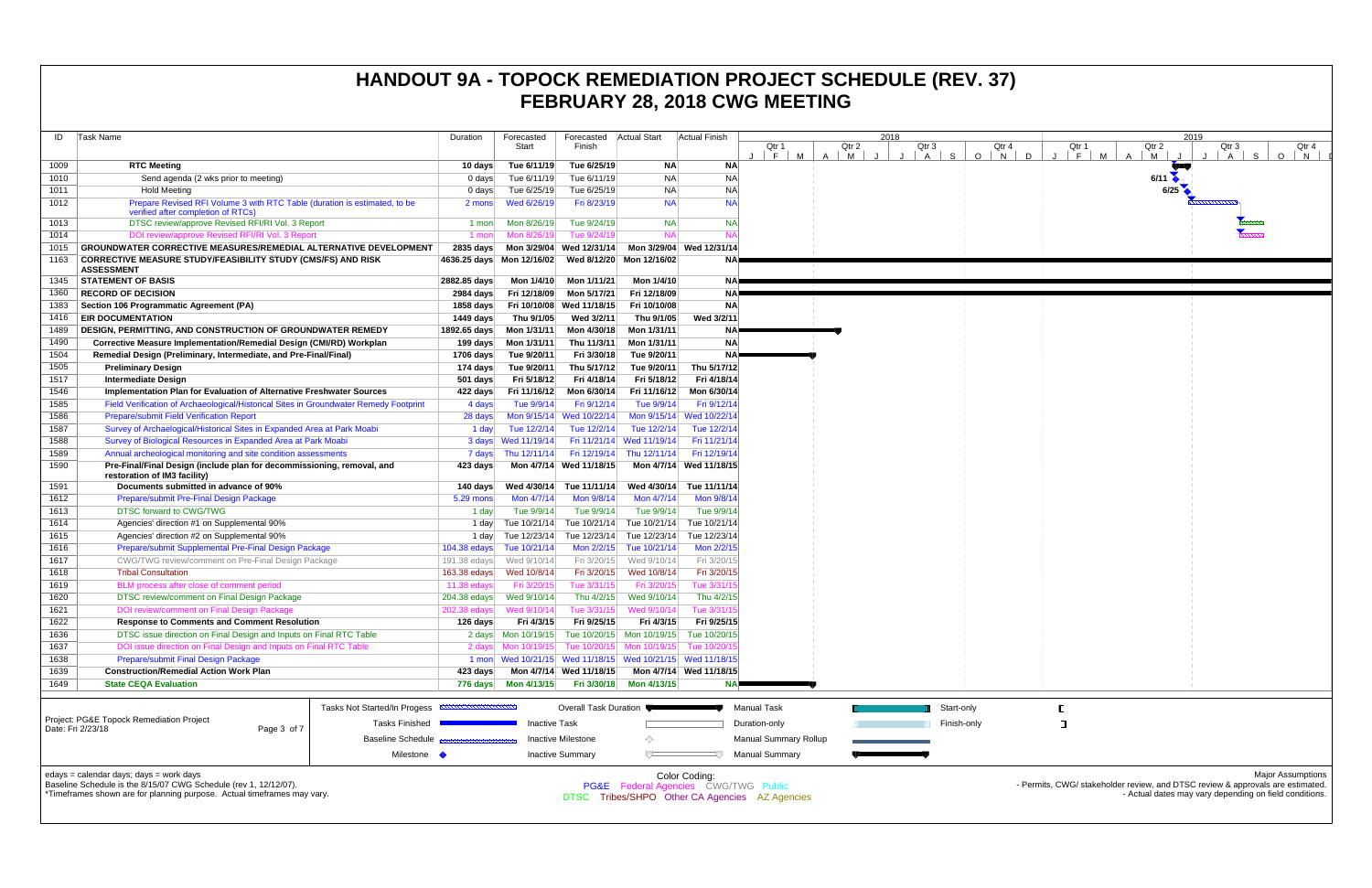# HANDOUT 9A - TOPOCK REMEDIATION PROJECT SCHEDULE (REV. 37)
## FEBRUARY 28, 2018 CWG MEETING

| ID | Task Name | Duration | Forecasted Start | Forecasted Finish | Actual Start | Actual Finish |
|---|---|---|---|---|---|---|
| 1009 | **RTC Meeting** | **10 days** | **Tue 6/11/19** | **Tue 6/25/19** | **NA** | **NA** |
| 1010 | Send agenda (2 wks prior to meeting) | 0 days | Tue 6/11/19 | Tue 6/11/19 | NA | NA |
| 1011 | Hold Meeting | 0 days | Tue 6/25/19 | Tue 6/25/19 | NA | NA |
| 1012 | Prepare Revised RFI Volume 3 with RTC Table (duration is estimated, to be verified after completion of RTCs) | 2 mons | Wed 6/26/19 | Fri 8/23/19 | NA | NA |
| 1013 | DTSC review/approve Revised RFI/RI Vol. 3 Report | 1 mon | Mon 8/26/19 | Tue 9/24/19 | NA | NA |
| 1014 | DOI review/approve Revised RFI/RI Vol. 3 Report | 1 mon | Mon 8/26/19 | Tue 9/24/19 | NA | NA |
| 1015 | **GROUNDWATER CORRECTIVE MEASURES/REMEDIAL ALTERNATIVE DEVELOPMENT** | **2835 days** | **Mon 3/29/04** | **Wed 12/31/14** | **Mon 3/29/04** | **Wed 12/31/14** |
| 1163 | **CORRECTIVE MEASURE STUDY/FEASIBILITY STUDY (CMS/FS) AND RISK ASSESSMENT** | **4636.25 days** | **Mon 12/16/02** | **Wed 8/12/20** | **Mon 12/16/02** | **NA** |
| 1345 | **STATEMENT OF BASIS** | **2882.85 days** | **Mon 1/4/10** | **Mon 1/11/21** | **Mon 1/4/10** | **NA** |
| 1360 | **RECORD OF DECISION** | **2984 days** | **Fri 12/18/09** | **Mon 5/17/21** | **Fri 12/18/09** | **NA** |
| 1383 | **Section 106 Programmatic Agreement (PA)** | **1858 days** | **Fri 10/10/08** | **Wed 11/18/15** | **Fri 10/10/08** | **NA** |
| 1416 | **EIR DOCUMENTATION** | **1449 days** | **Thu 9/1/05** | **Wed 3/2/11** | **Thu 9/1/05** | **Wed 3/2/11** |
| 1489 | **DESIGN, PERMITTING, AND CONSTRUCTION OF GROUNDWATER REMEDY** | **1892.65 days** | **Mon 1/31/11** | **Mon 4/30/18** | **Mon 1/31/11** | **NA** |
| 1490 | **Corrective Measure Implementation/Remedial Design (CMI/RD) Workplan** | **199 days** | **Mon 1/31/11** | **Thu 11/3/11** | **Mon 1/31/11** | **NA** |
| 1504 | **Remedial Design (Preliminary, Intermediate, and Pre-Final/Final)** | **1706 days** | **Tue 9/20/11** | **Fri 3/30/18** | **Tue 9/20/11** | **NA** |
| 1505 | **Preliminary Design** | **174 days** | **Tue 9/20/11** | **Thu 5/17/12** | **Tue 9/20/11** | **Thu 5/17/12** |
| 1517 | **Intermediate Design** | **501 days** | **Fri 5/18/12** | **Fri 4/18/14** | **Fri 5/18/12** | **Fri 4/18/14** |
| 1546 | **Implementation Plan for Evaluation of Alternative Freshwater Sources** | **422 days** | **Fri 11/16/12** | **Mon 6/30/14** | **Fri 11/16/12** | **Mon 6/30/14** |
| 1585 | Field Verification of Archaeological/Historical Sites in Groundwater Remedy Footprint | 4 days | Tue 9/9/14 | Fri 9/12/14 | Tue 9/9/14 | Fri 9/12/14 |
| 1586 | Prepare/submit Field Verification Report | 28 days | Mon 9/15/14 | Wed 10/22/14 | Mon 9/15/14 | Wed 10/22/14 |
| 1587 | Survey of Archaeological/Historical Sites in Expanded Area at Park Moabi | 1 day | Tue 12/2/14 | Tue 12/2/14 | Tue 12/2/14 | Tue 12/2/14 |
| 1588 | Survey of Biological Resources in Expanded Area at Park Moabi | 3 days | Wed 11/19/14 | Fri 11/21/14 | Wed 11/19/14 | Fri 11/21/14 |
| 1589 | Annual archeological monitoring and site condition assessments | 7 days | Thu 12/11/14 | Fri 12/19/14 | Thu 12/11/14 | Fri 12/19/14 |
| 1590 | **Pre-Final/Final Design (include plan for decommissioning, removal, and restoration of IM3 facility)** | **423 days** | **Mon 4/7/14** | **Wed 11/18/15** | **Mon 4/7/14** | **Wed 11/18/15** |
| 1591 | **Documents submitted in advance of 90%** | **140 days** | **Wed 4/30/14** | **Tue 11/11/14** | **Wed 4/30/14** | **Tue 11/11/14** |
| 1612 | Prepare/submit Pre-Final Design Package | 5.29 mons | Mon 4/7/14 | Mon 9/8/14 | Mon 4/7/14 | Mon 9/8/14 |
| 1613 | DTSC forward to CWG/TWG | 1 day | Tue 9/9/14 | Tue 9/9/14 | Tue 9/9/14 | Tue 9/9/14 |
| 1614 | Agencies' direction #1 on Supplemental 90% | 1 day | Tue 10/21/14 | Tue 10/21/14 | Tue 10/21/14 | Tue 10/21/14 |
| 1615 | Agencies' direction #2 on Supplemental 90% | 1 day | Tue 12/23/14 | Tue 12/23/14 | Tue 12/23/14 | Tue 12/23/14 |
| 1616 | Prepare/submit Supplemental Pre-Final Design Package | 104.38 edays | Tue 10/21/14 | Mon 2/2/15 | Tue 10/21/14 | Mon 2/2/15 |
| 1617 | CWG/TWG review/comment on Pre-Final Design Package | 191.38 edays | Wed 9/10/14 | Fri 3/20/15 | Wed 9/10/14 | Fri 3/20/15 |
| 1618 | Tribal Consultation | 163.38 edays | Wed 10/8/14 | Fri 3/20/15 | Wed 10/8/14 | Fri 3/20/15 |
| 1619 | BLM process after close of comment period | 11.38 edays | Fri 3/20/15 | Tue 3/31/15 | Fri 3/20/15 | Tue 3/31/15 |
| 1620 | DTSC review/comment on Final Design Package | 204.38 edays | Wed 9/10/14 | Thu 4/2/15 | Wed 9/10/14 | Thu 4/2/15 |
| 1621 | DOI review/comment on Final Design Package | 202.38 edays | Wed 9/10/14 | Tue 3/31/15 | Wed 9/10/14 | Tue 3/31/15 |
| 1622 | **Response to Comments and Comment Resolution** | **126 days** | **Fri 4/3/15** | **Fri 9/25/15** | **Fri 4/3/15** | **Fri 9/25/15** |
| 1636 | DTSC issue direction on Final Design and Inputs on Final RTC Table | 2 days | Mon 10/19/15 | Tue 10/20/15 | Mon 10/19/15 | Tue 10/20/15 |
| 1637 | DOI issue direction on Final Design and Inputs on Final RTC Table | 2 days | Mon 10/19/15 | Tue 10/20/15 | Mon 10/19/15 | Tue 10/20/15 |
| 1638 | Prepare/submit Final Design Package | 1 mon | Wed 10/21/15 | Wed 11/18/15 | Wed 10/21/15 | Wed 11/18/15 |
| 1639 | **Construction/Remedial Action Work Plan** | **423 days** | **Mon 4/7/14** | **Wed 11/18/15** | **Mon 4/7/14** | **Wed 11/18/15** |
| 1649 | **State CEQA Evaluation** | **776 days** | **Mon 4/13/15** | **Fri 3/30/18** | **Mon 4/13/15** | **NA** |

Project: PG&E Topock Remediation Project
Date: Fri 2/23/18

Legend: Tasks Not Started/In Progess; Tasks Finished; Baseline Schedule; Milestone; Overall Task Duration; Inactive Task; Inactive Milestone; Inactive Summary; Manual Task; Duration-only; Manual Summary Rollup; Manual Summary; Start-only; Finish-only

edays = calendar days; days = work days
Baseline Schedule is the 8/15/07 CWG Schedule (rev 1, 12/12/07).
*Timeframes shown are for planning purpose. Actual timeframes may vary.

Color Coding:
PG&E Federal Agencies CWG/TWG Public
DTSC Tribes/SHPO Other CA Agencies AZ Agencies

Major Assumptions
- Permits, CWG/ stakeholder review, and DTSC review & approvals are estimated.
- Actual dates may vary depending on field conditions.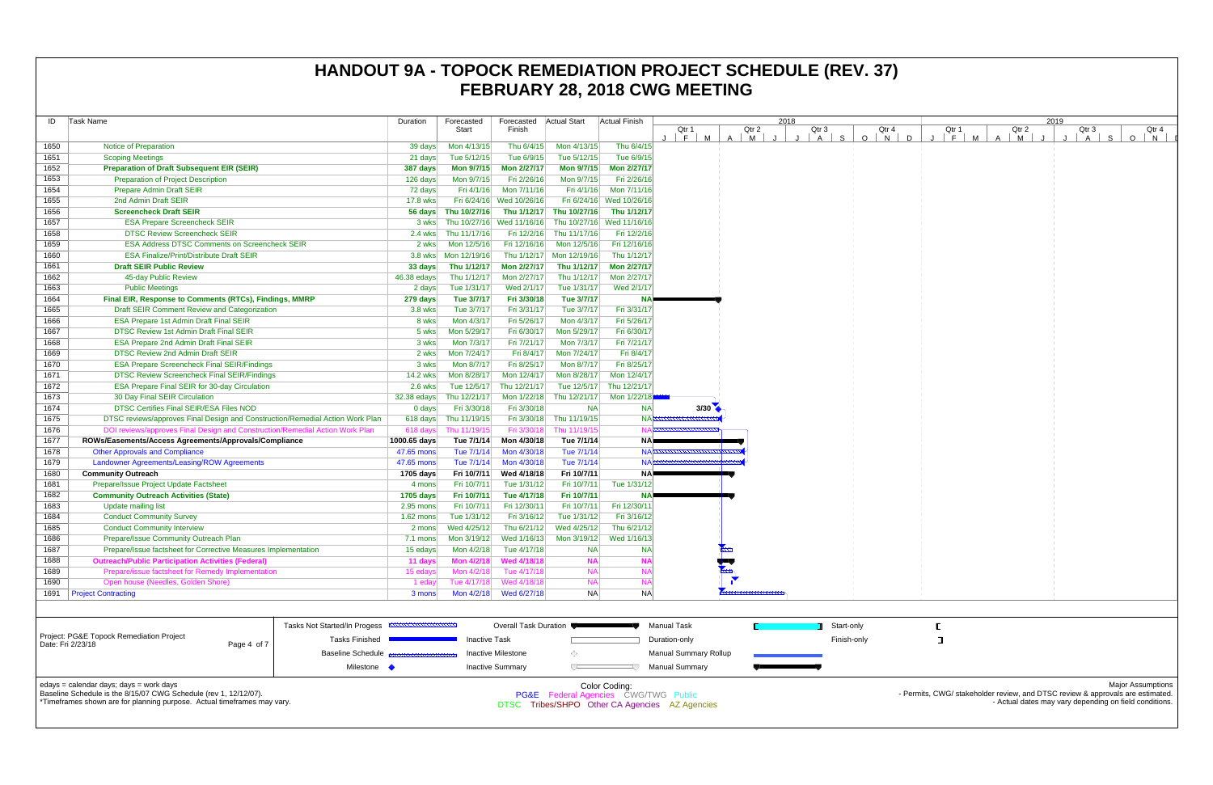# HANDOUT 9A - TOPOCK REMEDIATION PROJECT SCHEDULE (REV. 37)
## FEBRUARY 28, 2018 CWG MEETING

| ID | Task Name | Duration | Forecasted Start | Forecasted Finish | Actual Start | Actual Finish |
|---|---|---|---|---|---|---|
| 1650 | Notice of Preparation | 39 days | Mon 4/13/15 | Thu 6/4/15 | Mon 4/13/15 | Thu 6/4/15 |
| 1651 | Scoping Meetings | 21 days | Tue 5/12/15 | Tue 6/9/15 | Tue 5/12/15 | Tue 6/9/15 |
| 1652 | **Preparation of Draft Subsequent EIR (SEIR)** | **387 days** | **Mon 9/7/15** | **Mon 2/27/17** | **Mon 9/7/15** | **Mon 2/27/17** |
| 1653 | Preparation of Project Description | 126 days | Mon 9/7/15 | Fri 2/26/16 | Mon 9/7/15 | Fri 2/26/16 |
| 1654 | Prepare Admin Draft SEIR | 72 days | Fri 4/1/16 | Mon 7/11/16 | Fri 4/1/16 | Mon 7/11/16 |
| 1655 | 2nd Admin Draft SEIR | 17.8 wks | Fri 6/24/16 | Wed 10/26/16 | Fri 6/24/16 | Wed 10/26/16 |
| 1656 | **Screencheck Draft SEIR** | **56 days** | **Thu 10/27/16** | **Thu 1/12/17** | **Thu 10/27/16** | **Thu 1/12/17** |
| 1657 | ESA Prepare Screencheck SEIR | 3 wks | Thu 10/27/16 | Wed 11/16/16 | Thu 10/27/16 | Wed 11/16/16 |
| 1658 | DTSC Review Screencheck SEIR | 2.4 wks | Thu 11/17/16 | Fri 12/2/16 | Thu 11/17/16 | Fri 12/2/16 |
| 1659 | ESA Address DTSC Comments on Screencheck SEIR | 2 wks | Mon 12/5/16 | Fri 12/16/16 | Mon 12/5/16 | Fri 12/16/16 |
| 1660 | ESA Finalize/Print/Distribute Draft SEIR | 3.8 wks | Mon 12/19/16 | Thu 1/12/17 | Mon 12/19/16 | Thu 1/12/17 |
| 1661 | **Draft SEIR Public Review** | **33 days** | **Thu 1/12/17** | **Mon 2/27/17** | **Thu 1/12/17** | **Mon 2/27/17** |
| 1662 | 45-day Public Review | 46.38 edays | Thu 1/12/17 | Mon 2/27/17 | Thu 1/12/17 | Mon 2/27/17 |
| 1663 | Public Meetings | 2 days | Tue 1/31/17 | Wed 2/1/17 | Tue 1/31/17 | Wed 2/1/17 |
| 1664 | **Final EIR, Response to Comments (RTCs), Findings, MMRP** | **279 days** | **Tue 3/7/17** | **Fri 3/30/18** | **Tue 3/7/17** | **NA** |
| 1665 | Draft SEIR Comment Review and Categorization | 3.8 wks | Tue 3/7/17 | Fri 3/31/17 | Tue 3/7/17 | Fri 3/31/17 |
| 1666 | ESA Prepare 1st Admin Draft Final SEIR | 8 wks | Mon 4/3/17 | Fri 5/26/17 | Mon 4/3/17 | Fri 5/26/17 |
| 1667 | DTSC Review 1st Admin Draft Final SEIR | 5 wks | Mon 5/29/17 | Fri 6/30/17 | Mon 5/29/17 | Fri 6/30/17 |
| 1668 | ESA Prepare 2nd Admin Draft Final SEIR | 3 wks | Mon 7/3/17 | Fri 7/21/17 | Mon 7/3/17 | Fri 7/21/17 |
| 1669 | DTSC Review 2nd Admin Draft SEIR | 2 wks | Mon 7/24/17 | Fri 8/4/17 | Mon 7/24/17 | Fri 8/4/17 |
| 1670 | ESA Prepare Screencheck Final SEIR/Findings | 3 wks | Mon 8/7/17 | Fri 8/25/17 | Mon 8/7/17 | Fri 8/25/17 |
| 1671 | DTSC Review Screencheck Final SEIR/Findings | 14.2 wks | Mon 8/28/17 | Mon 12/4/17 | Mon 8/28/17 | Mon 12/4/17 |
| 1672 | ESA Prepare Final SEIR for 30-day Circulation | 2.6 wks | Tue 12/5/17 | Thu 12/21/17 | Tue 12/5/17 | Thu 12/21/17 |
| 1673 | 30 Day Final SEIR Circulation | 32.38 edays | Thu 12/21/17 | Mon 1/22/18 | Thu 12/21/17 | Mon 1/22/18 |
| 1674 | DTSC Certifies Final SEIR/ESA Files NOD | 0 days | Fri 3/30/18 | Fri 3/30/18 | NA | NA |
| 1675 | DTSC reviews/approves Final Design and Construction/Remedial Action Work Plan | 618 days | Thu 11/19/15 | Fri 3/30/18 | Thu 11/19/15 | NA |
| 1676 | DOI reviews/approves Final Design and Construction/Remedial Action Work Plan | 618 days | Thu 11/19/15 | Fri 3/30/18 | Thu 11/19/15 | NA |
| 1677 | **ROWs/Easements/Access Agreements/Approvals/Compliance** | **1000.65 days** | **Tue 7/1/14** | **Mon 4/30/18** | **Tue 7/1/14** | **NA** |
| 1678 | Other Approvals and Compliance | 47.65 mons | Tue 7/1/14 | Mon 4/30/18 | Tue 7/1/14 | NA |
| 1679 | Landowner Agreements/Leasing/ROW Agreements | 47.65 mons | Tue 7/1/14 | Mon 4/30/18 | Tue 7/1/14 | NA |
| 1680 | **Community Outreach** | **1705 days** | **Fri 10/7/11** | **Wed 4/18/18** | **Fri 10/7/11** | **NA** |
| 1681 | Prepare/Issue Project Update Factsheet | 4 mons | Fri 10/7/11 | Tue 1/31/12 | Fri 10/7/11 | Tue 1/31/12 |
| 1682 | **Community Outreach Activities (State)** | **1705 days** | **Fri 10/7/11** | **Tue 4/17/18** | **Fri 10/7/11** | **NA** |
| 1683 | Update mailing list | 2.95 mons | Fri 10/7/11 | Fri 12/30/11 | Fri 10/7/11 | Fri 12/30/11 |
| 1684 | Conduct Community Survey | 1.62 mons | Tue 1/31/12 | Fri 3/16/12 | Tue 1/31/12 | Fri 3/16/12 |
| 1685 | Conduct Community Interview | 2 mons | Wed 4/25/12 | Thu 6/21/12 | Wed 4/25/12 | Thu 6/21/12 |
| 1686 | Prepare/Issue Community Outreach Plan | 7.1 mons | Mon 3/19/12 | Wed 1/16/13 | Mon 3/19/12 | Wed 1/16/13 |
| 1687 | Prepare/Issue factsheet for Corrective Measures Implementation | 15 edays | Mon 4/2/18 | Tue 4/17/18 | NA | NA |
| 1688 | **Outreach/Public Participation Activities (Federal)** | **11 days** | **Mon 4/2/18** | **Wed 4/18/18** | **NA** | **NA** |
| 1689 | Prepare/issue factsheet for Remedy Implementation | 15 edays | Mon 4/2/18 | Tue 4/17/18 | NA | NA |
| 1690 | Open house (Needles, Golden Shore) | 1 eday | Tue 4/17/18 | Wed 4/18/18 | NA | NA |
| 1691 | Project Contracting | 3 mons | Mon 4/2/18 | Wed 6/27/18 | NA | NA |

Project: PG&E Topock Remediation Project
Date: Fri 2/23/18

Legend: Tasks Not Started/In Progess; Tasks Finished; Baseline Schedule; Milestone; Overall Task Duration; Inactive Task; Inactive Milestone; Inactive Summary; Manual Task; Duration-only; Manual Summary Rollup; Manual Summary; Start-only; Finish-only

edays = calendar days; days = work days
Baseline Schedule is the 8/15/07 CWG Schedule (rev 1, 12/12/07).
*Timeframes shown are for planning purpose. Actual timeframes may vary.

Color Coding:
PG&E Federal Agencies CWG/TWG Public
DTSC Tribes/SHPO Other CA Agencies AZ Agencies

Major Assumptions
- Permits, CWG/ stakeholder review, and DTSC review & approvals are estimated.
- Actual dates may vary depending on field conditions.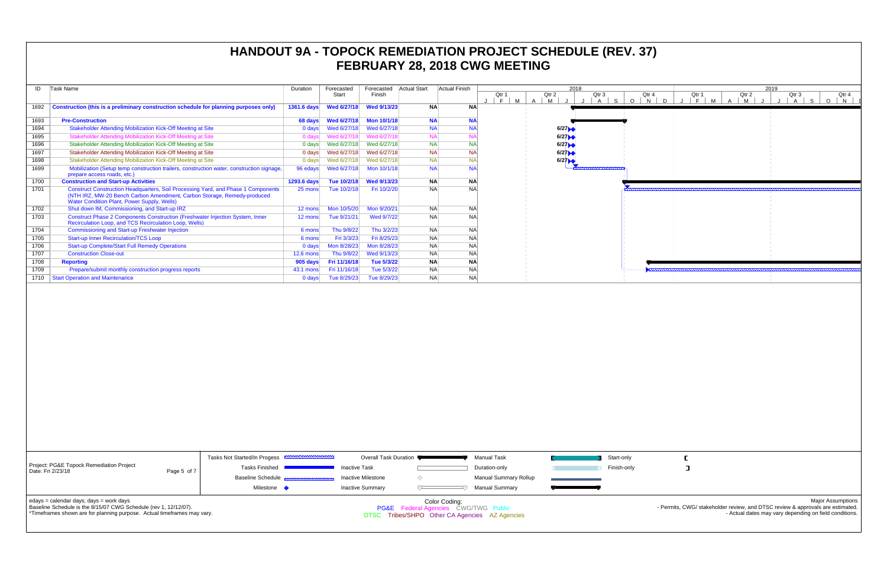# HANDOUT 9A - TOPOCK REMEDIATION PROJECT SCHEDULE (REV. 37)
# FEBRUARY 28, 2018 CWG MEETING

| ID | Task Name | Duration | Forecasted Start | Forecasted Finish | Actual Start | Actual Finish |
|---|---|---|---|---|---|---|
| 1692 | **Construction (this is a preliminary construction schedule for planning purposes only)** | **1361.6 days** | **Wed 6/27/18** | **Wed 9/13/23** | **NA** | **NA** |
| 1693 | **Pre-Construction** | **68 days** | **Wed 6/27/18** | **Mon 10/1/18** | **NA** | **NA** |
| 1694 | Stakeholder Attending Mobilization Kick-Off Meeting at Site | 0 days | Wed 6/27/18 | Wed 6/27/18 | NA | NA |
| 1695 | Stakeholder Attending Mobilization Kick-Off Meeting at Site | 0 days | Wed 6/27/18 | Wed 6/27/18 | NA | NA |
| 1696 | Stakeholder Attending Mobilization Kick-Off Meeting at Site | 0 days | Wed 6/27/18 | Wed 6/27/18 | NA | NA |
| 1697 | Stakeholder Attending Mobilization Kick-Off Meeting at Site | 0 days | Wed 6/27/18 | Wed 6/27/18 | NA | NA |
| 1698 | Stakeholder Attending Mobilization Kick-Off Meeting at Site | 0 days | Wed 6/27/18 | Wed 6/27/18 | NA | NA |
| 1699 | Mobilization (Setup temp construction trailers, construction water, construction signage, prepare access roads, etc.) | 96 edays | Wed 6/27/18 | Mon 10/1/18 | NA | NA |
| 1700 | **Construction and Start-up Activities** | **1293.6 days** | **Tue 10/2/18** | **Wed 9/13/23** | **NA** | **NA** |
| 1701 | Construct Construction Headquarters, Soil Processing Yard, and Phase 1 Components (NTH IRZ, MW-20 Bench Carbon Amendment, Carbon Storage, Remedy-produced Water Condition Plant, Power Supply, Wells) | 25 mons | Tue 10/2/18 | Fri 10/2/20 | NA | NA |
| 1702 | Shut down IM, Commissioning, and Start-up IRZ | 12 mons | Mon 10/5/20 | Mon 9/20/21 | NA | NA |
| 1703 | Construct Phase 2 Components Construction (Freshwater Injection System, Inner Recirculation Loop, and TCS Recirculation Loop, Wells) | 12 mons | Tue 9/21/21 | Wed 9/7/22 | NA | NA |
| 1704 | Commissioning and Start-up Freshwater Injection | 6 mons | Thu 9/8/22 | Thu 3/2/23 | NA | NA |
| 1705 | Start-up Inner Recirculation/TCS Loop | 6 mons | Fri 3/3/23 | Fri 8/25/23 | NA | NA |
| 1706 | Start-up Complete/Start Full Remedy Operations | 0 days | Mon 8/28/23 | Mon 8/28/23 | NA | NA |
| 1707 | Construction Close-out | 12.6 mons | Thu 9/8/22 | Wed 9/13/23 | NA | NA |
| 1708 | **Reporting** | **905 days** | **Fri 11/16/18** | **Tue 5/3/22** | **NA** | **NA** |
| 1709 | Prepare/submit monthly construction progress reports | 43.1 mons | Fri 11/16/18 | Tue 5/3/22 | NA | NA |
| 1710 | Start Operation and Maintenance | 0 days | Tue 8/29/23 | Tue 8/29/23 | NA | NA |

2018: Qtr 1, Qtr 2, Qtr 3, Qtr 4 — 2019: Qtr 1, Qtr 2, Qtr 3, Qtr 4

6/27
6/27
6/27
6/27
6/27

Project: PG&E Topock Remediation Project
Date: Fri 2/23/18

Legend: Tasks Not Started/In Progess; Tasks Finished; Baseline Schedule; Milestone; Overall Task Duration; Inactive Task; Inactive Milestone; Inactive Summary; Manual Task; Duration-only; Manual Summary Rollup; Manual Summary; Start-only; Finish-only

edays = calendar days; days = work days
Baseline Schedule is the 8/15/07 CWG Schedule (rev 1, 12/12/07).
*Timeframes shown are for planning purpose. Actual timeframes may vary.

Color Coding:
PG&E Federal Agencies CWG/TWG Public
DTSC Tribes/SHPO Other CA Agencies AZ Agencies

Major Assumptions
- Permits, CWG/ stakeholder review, and DTSC review & approvals are estimated.
- Actual dates may vary depending on field conditions.